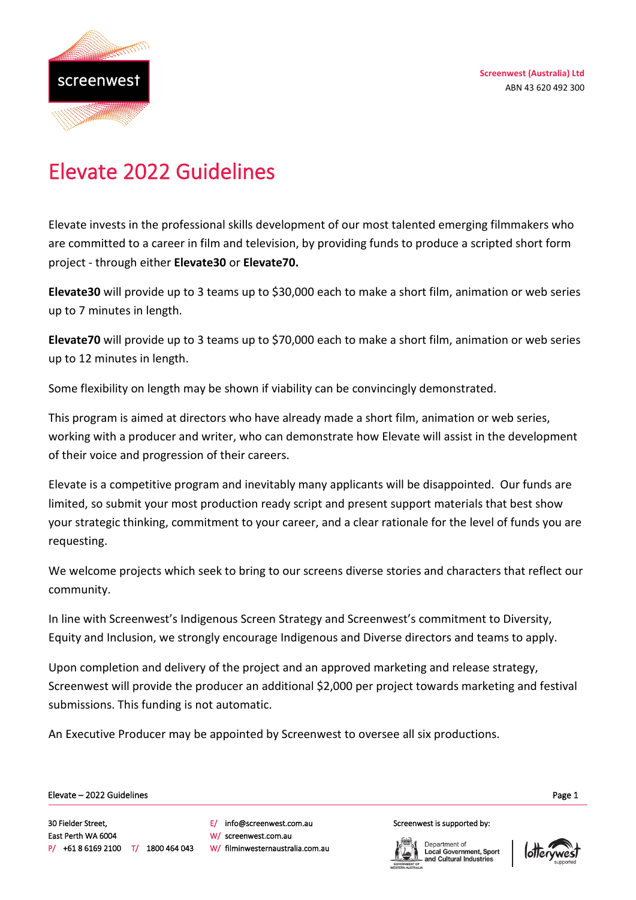Screenwest (Australia) Ltd
ABN 43 620 492 300

# Elevate 2022 Guidelines

Elevate invests in the professional skills development of our most talented emerging filmmakers who are committed to a career in film and television, by providing funds to produce a scripted short form project - through either **Elevate30** or **Elevate70.**

**Elevate30** will provide up to 3 teams up to $30,000 each to make a short film, animation or web series up to 7 minutes in length.

**Elevate70** will provide up to 3 teams up to $70,000 each to make a short film, animation or web series up to 12 minutes in length.

Some flexibility on length may be shown if viability can be convincingly demonstrated.

This program is aimed at directors who have already made a short film, animation or web series, working with a producer and writer, who can demonstrate how Elevate will assist in the development of their voice and progression of their careers.

Elevate is a competitive program and inevitably many applicants will be disappointed. Our funds are limited, so submit your most production ready script and present support materials that best show your strategic thinking, commitment to your career, and a clear rationale for the level of funds you are requesting.

We welcome projects which seek to bring to our screens diverse stories and characters that reflect our community.

In line with Screenwest's Indigenous Screen Strategy and Screenwest's commitment to Diversity, Equity and Inclusion, we strongly encourage Indigenous and Diverse directors and teams to apply.

Upon completion and delivery of the project and an approved marketing and release strategy, Screenwest will provide the producer an additional $2,000 per project towards marketing and festival submissions. This funding is not automatic.

An Executive Producer may be appointed by Screenwest to oversee all six productions.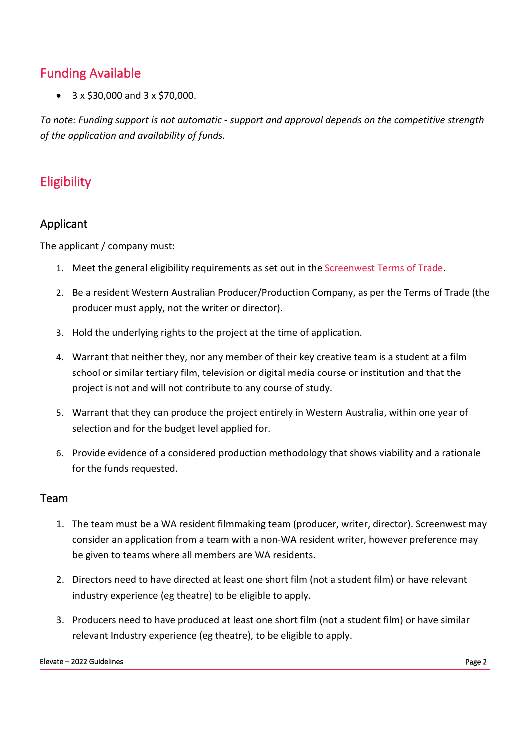## Funding Available

- 3 x $30,000 and 3 x $70,000.

*To note: Funding support is not automatic - support and approval depends on the competitive strength of the application and availability of funds.*

## Eligibility

### Applicant

The applicant / company must:

1. Meet the general eligibility requirements as set out in the Screenwest Terms of Trade.
2. Be a resident Western Australian Producer/Production Company, as per the Terms of Trade (the producer must apply, not the writer or director).
3. Hold the underlying rights to the project at the time of application.
4. Warrant that neither they, nor any member of their key creative team is a student at a film school or similar tertiary film, television or digital media course or institution and that the project is not and will not contribute to any course of study.
5. Warrant that they can produce the project entirely in Western Australia, within one year of selection and for the budget level applied for.
6. Provide evidence of a considered production methodology that shows viability and a rationale for the funds requested.

### Team

1. The team must be a WA resident filmmaking team (producer, writer, director). Screenwest may consider an application from a team with a non-WA resident writer, however preference may be given to teams where all members are WA residents.
2. Directors need to have directed at least one short film (not a student film) or have relevant industry experience (eg theatre) to be eligible to apply.
3. Producers need to have produced at least one short film (not a student film) or have similar relevant Industry experience (eg theatre), to be eligible to apply.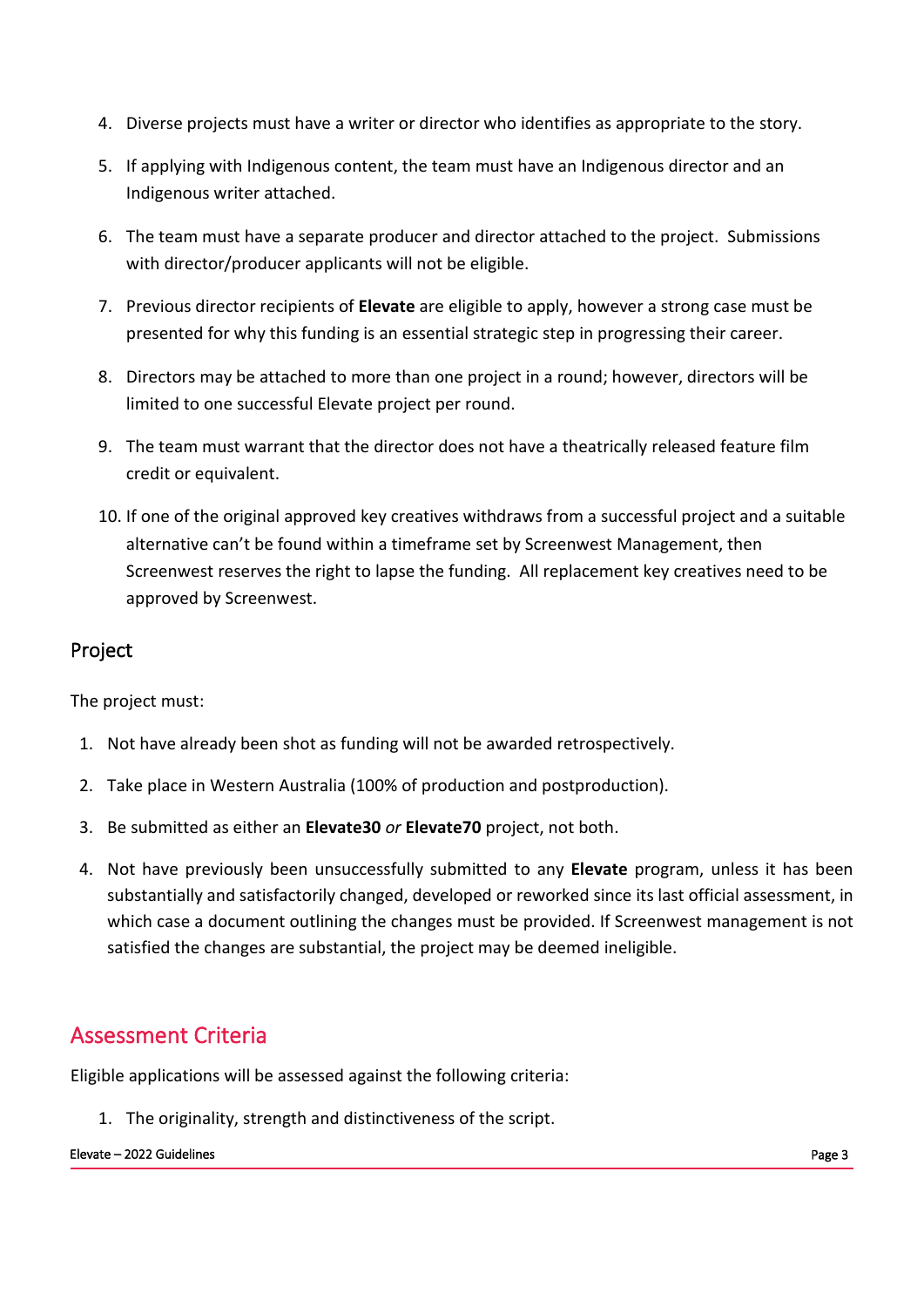4. Diverse projects must have a writer or director who identifies as appropriate to the story.
5. If applying with Indigenous content, the team must have an Indigenous director and an Indigenous writer attached.
6. The team must have a separate producer and director attached to the project. Submissions with director/producer applicants will not be eligible.
7. Previous director recipients of **Elevate** are eligible to apply, however a strong case must be presented for why this funding is an essential strategic step in progressing their career.
8. Directors may be attached to more than one project in a round; however, directors will be limited to one successful Elevate project per round.
9. The team must warrant that the director does not have a theatrically released feature film credit or equivalent.
10. If one of the original approved key creatives withdraws from a successful project and a suitable alternative can't be found within a timeframe set by Screenwest Management, then Screenwest reserves the right to lapse the funding. All replacement key creatives need to be approved by Screenwest.

### Project

The project must:

1. Not have already been shot as funding will not be awarded retrospectively.
2. Take place in Western Australia (100% of production and postproduction).
3. Be submitted as either an **Elevate30** *or* **Elevate70** project, not both.
4. Not have previously been unsuccessfully submitted to any **Elevate** program, unless it has been substantially and satisfactorily changed, developed or reworked since its last official assessment, in which case a document outlining the changes must be provided. If Screenwest management is not satisfied the changes are substantial, the project may be deemed ineligible.

## Assessment Criteria

Eligible applications will be assessed against the following criteria:

1. The originality, strength and distinctiveness of the script.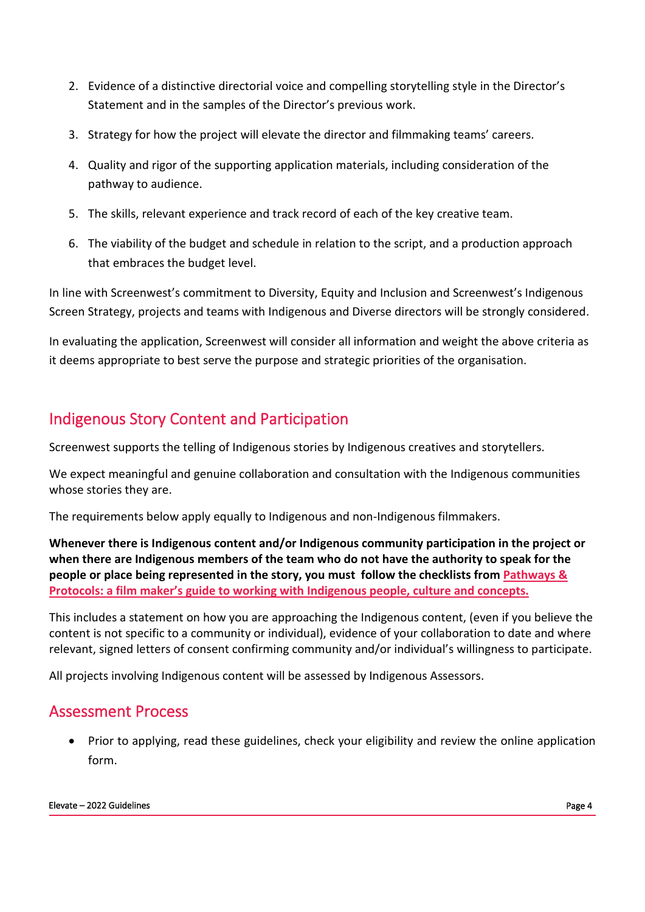2. Evidence of a distinctive directorial voice and compelling storytelling style in the Director's Statement and in the samples of the Director's previous work.
3. Strategy for how the project will elevate the director and filmmaking teams' careers.
4. Quality and rigor of the supporting application materials, including consideration of the pathway to audience.
5. The skills, relevant experience and track record of each of the key creative team.
6. The viability of the budget and schedule in relation to the script, and a production approach that embraces the budget level.

In line with Screenwest's commitment to Diversity, Equity and Inclusion and Screenwest's Indigenous Screen Strategy, projects and teams with Indigenous and Diverse directors will be strongly considered.

In evaluating the application, Screenwest will consider all information and weight the above criteria as it deems appropriate to best serve the purpose and strategic priorities of the organisation.

## Indigenous Story Content and Participation

Screenwest supports the telling of Indigenous stories by Indigenous creatives and storytellers.

We expect meaningful and genuine collaboration and consultation with the Indigenous communities whose stories they are.

The requirements below apply equally to Indigenous and non-Indigenous filmmakers.

**Whenever there is Indigenous content and/or Indigenous community participation in the project or when there are Indigenous members of the team who do not have the authority to speak for the people or place being represented in the story, you must follow the checklists from Pathways & Protocols: a film maker's guide to working with Indigenous people, culture and concepts.**

This includes a statement on how you are approaching the Indigenous content, (even if you believe the content is not specific to a community or individual), evidence of your collaboration to date and where relevant, signed letters of consent confirming community and/or individual's willingness to participate.

All projects involving Indigenous content will be assessed by Indigenous Assessors.

## Assessment Process

- Prior to applying, read these guidelines, check your eligibility and review the online application form.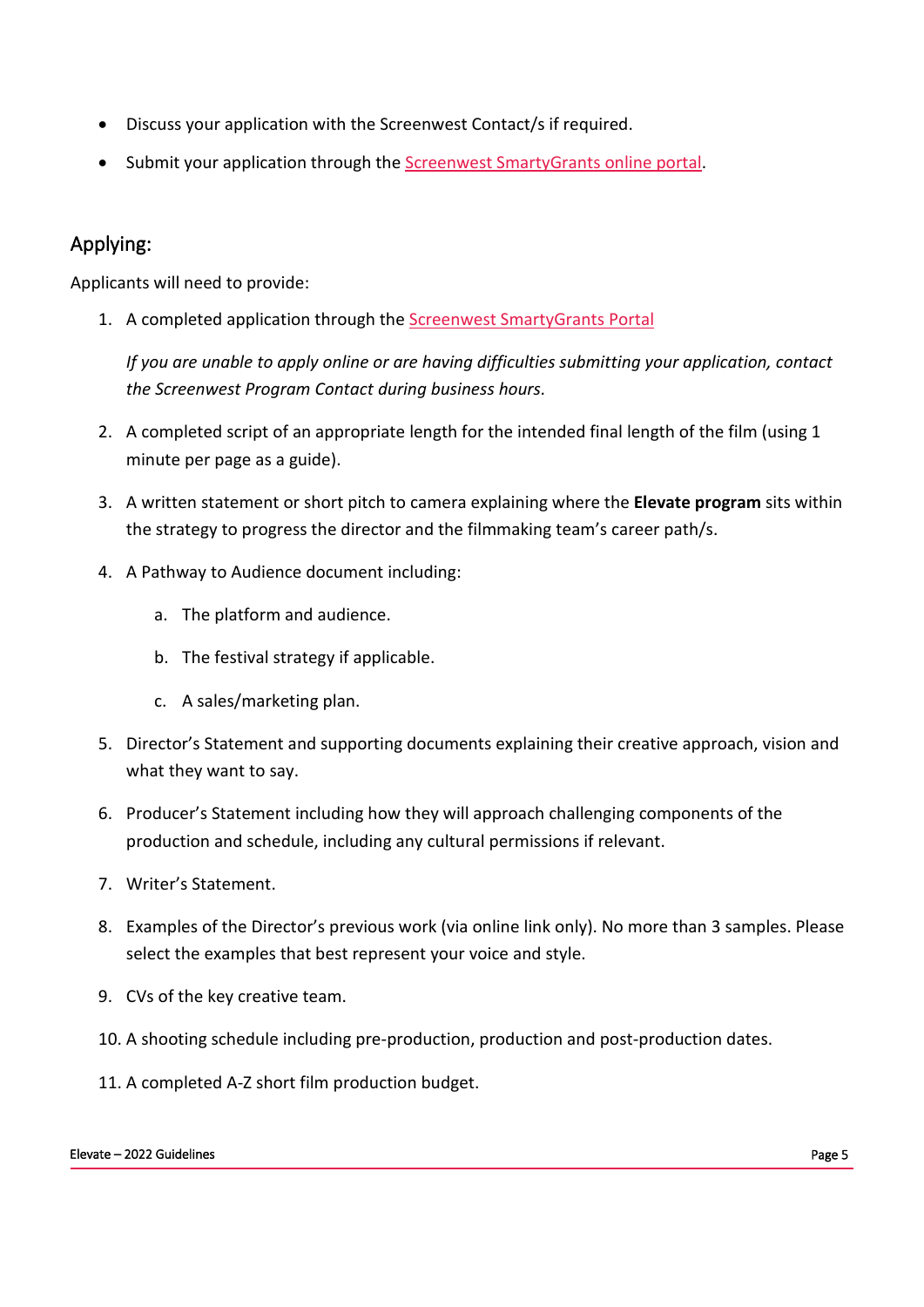- Discuss your application with the Screenwest Contact/s if required.
- Submit your application through the Screenwest SmartyGrants online portal.

## Applying:

Applicants will need to provide:

1. A completed application through the Screenwest SmartyGrants Portal

   *If you are unable to apply online or are having difficulties submitting your application, contact the Screenwest Program Contact during business hours.*

2. A completed script of an appropriate length for the intended final length of the film (using 1 minute per page as a guide).

3. A written statement or short pitch to camera explaining where the **Elevate program** sits within the strategy to progress the director and the filmmaking team's career path/s.

4. A Pathway to Audience document including:

   a. The platform and audience.

   b. The festival strategy if applicable.

   c. A sales/marketing plan.

5. Director's Statement and supporting documents explaining their creative approach, vision and what they want to say.

6. Producer's Statement including how they will approach challenging components of the production and schedule, including any cultural permissions if relevant.

7. Writer's Statement.

8. Examples of the Director's previous work (via online link only). No more than 3 samples. Please select the examples that best represent your voice and style.

9. CVs of the key creative team.

10. A shooting schedule including pre-production, production and post-production dates.

11. A completed A-Z short film production budget.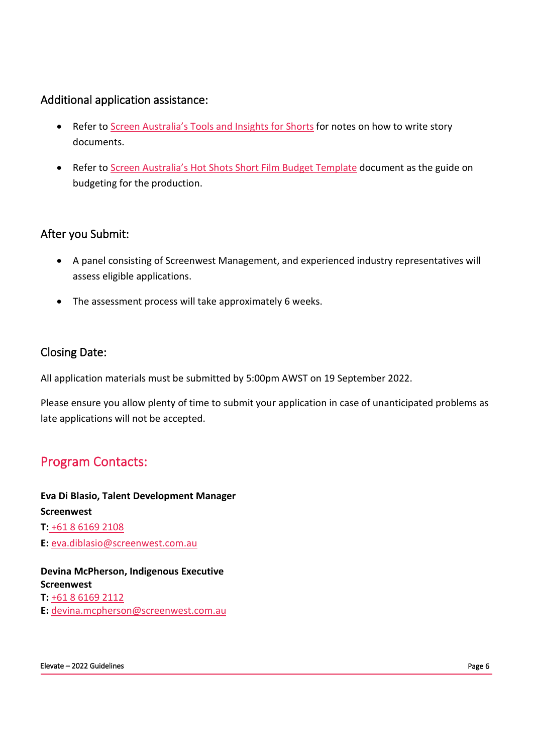### Additional application assistance:

- Refer to Screen Australia's Tools and Insights for Shorts for notes on how to write story documents.
- Refer to Screen Australia's Hot Shots Short Film Budget Template document as the guide on budgeting for the production.

### After you Submit:

- A panel consisting of Screenwest Management, and experienced industry representatives will assess eligible applications.
- The assessment process will take approximately 6 weeks.

### Closing Date:

All application materials must be submitted by 5:00pm AWST on 19 September 2022.

Please ensure you allow plenty of time to submit your application in case of unanticipated problems as late applications will not be accepted.

## Program Contacts:

**Eva Di Blasio, Talent Development Manager**
**Screenwest**
**T:** +61 8 6169 2108
**E:** eva.diblasio@screenwest.com.au

**Devina McPherson, Indigenous Executive**
**Screenwest**
**T:** +61 8 6169 2112
**E:** devina.mcpherson@screenwest.com.au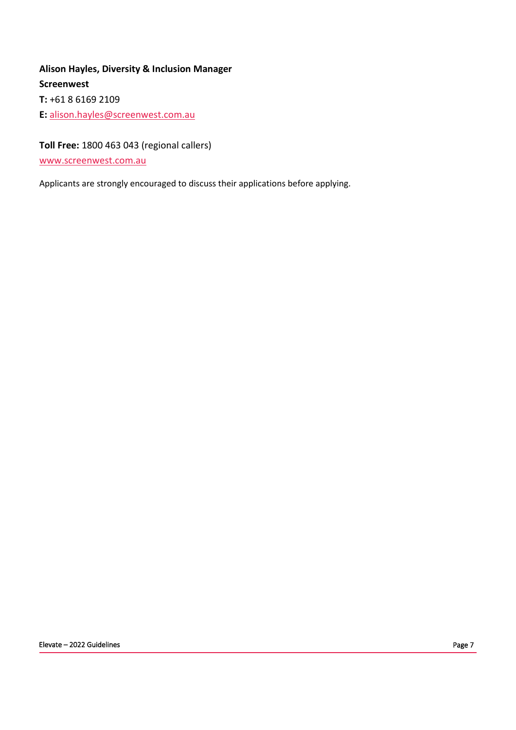**Alison Hayles, Diversity & Inclusion Manager**
**Screenwest**
**T:** +61 8 6169 2109
**E:** alison.hayles@screenwest.com.au

**Toll Free:** 1800 463 043 (regional callers)
www.screenwest.com.au

Applicants are strongly encouraged to discuss their applications before applying.